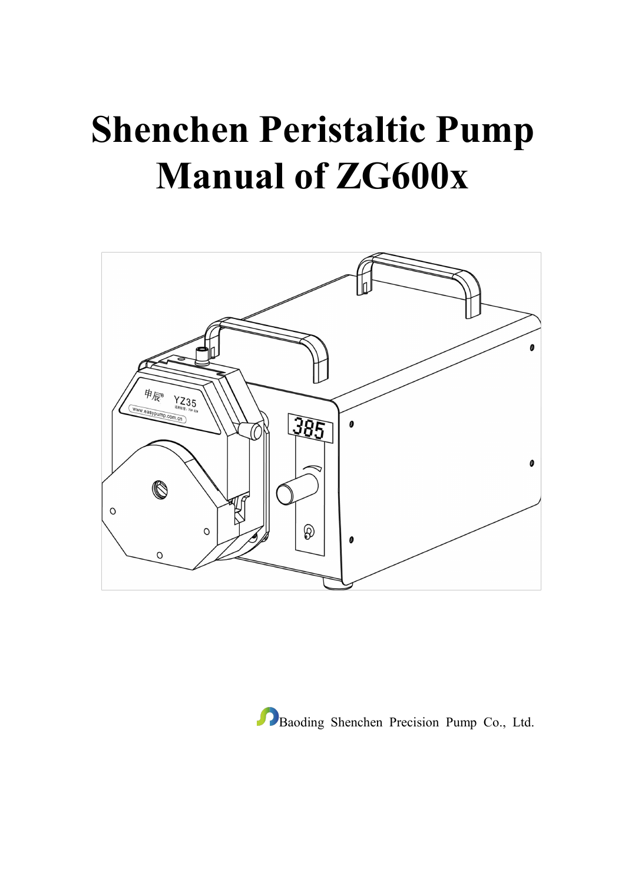# Shenchen Peristaltic Pump Manual of ZG600x

Baoding Shenchen Precision Pump Co., Ltd.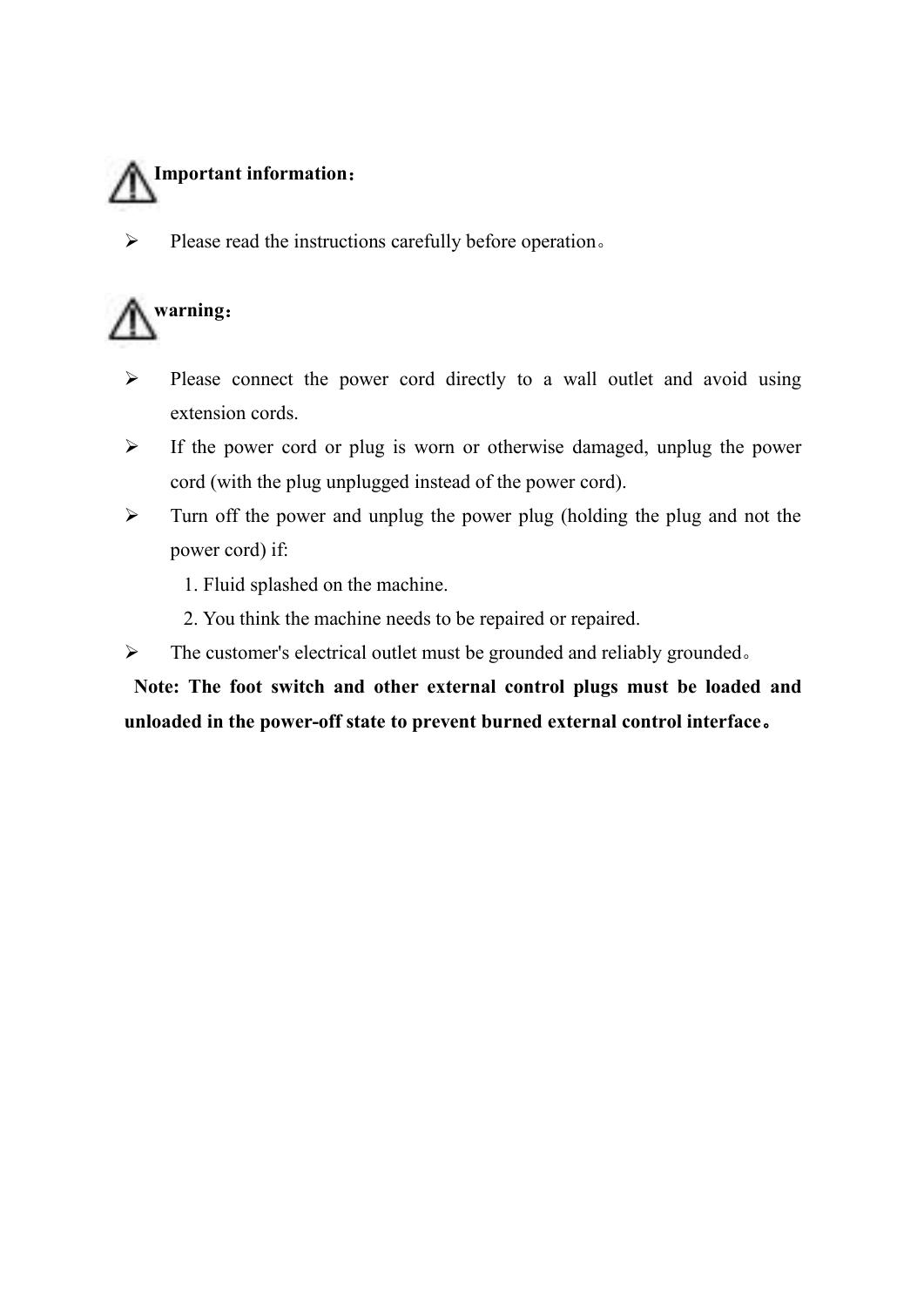⚠ **Important information：**

- Please read the instructions carefully before operation。

⚠ **warning：**

- Please connect the power cord directly to a wall outlet and avoid using extension cords.
- If the power cord or plug is worn or otherwise damaged, unplug the power cord (with the plug unplugged instead of the power cord).
- Turn off the power and unplug the power plug (holding the plug and not the power cord) if:
  1. Fluid splashed on the machine.
  2. You think the machine needs to be repaired or repaired.
- The customer's electrical outlet must be grounded and reliably grounded。

**Note: The foot switch and other external control plugs must be loaded and unloaded in the power-off state to prevent burned external control interface。**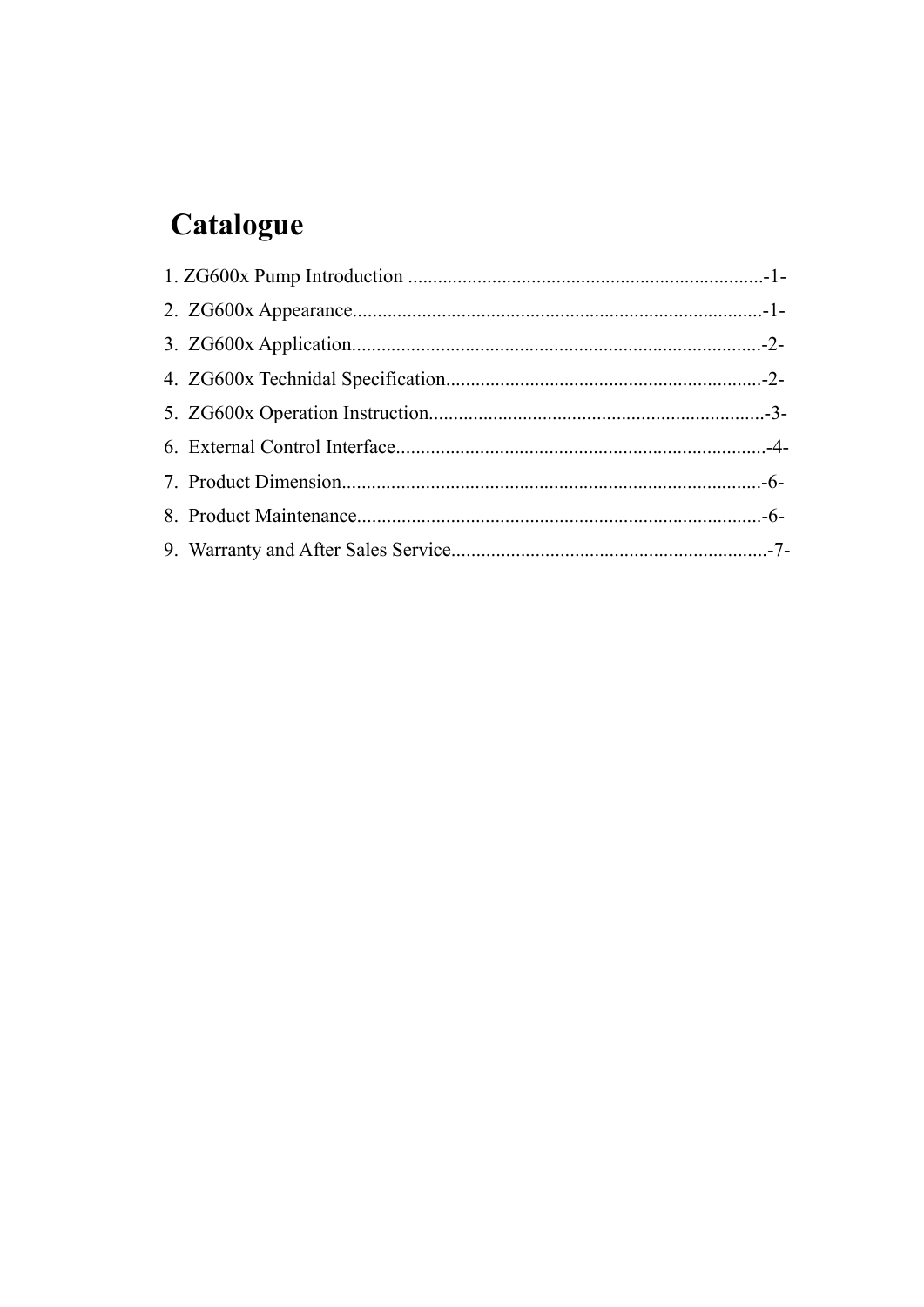# Catalogue

1. ZG600x Pump Introduction ........................................................................-1-
2. ZG600x Appearance...................................................................................-1-
3. ZG600x Application...................................................................................-2-
4. ZG600x Technidal Specification................................................................-2-
5. ZG600x Operation Instruction....................................................................-3-
6. External Control Interface...........................................................................-4-
7. Product Dimension.....................................................................................-6-
8. Product Maintenance..................................................................................-6-
9. Warranty and After Sales Service................................................................-7-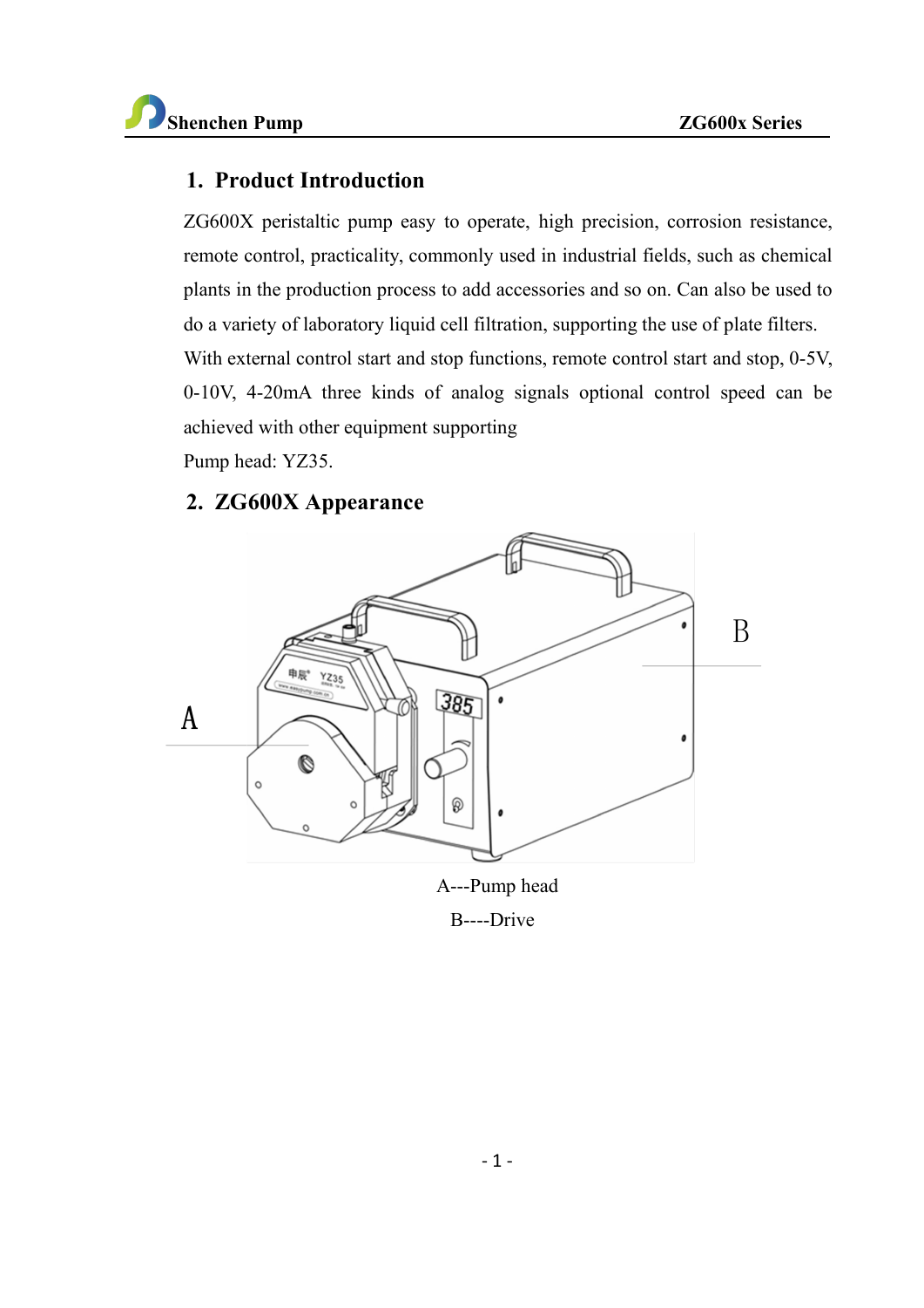## 1. Product Introduction

ZG600X peristaltic pump easy to operate, high precision, corrosion resistance, remote control, practicality, commonly used in industrial fields, such as chemical plants in the production process to add accessories and so on. Can also be used to do a variety of laboratory liquid cell filtration, supporting the use of plate filters.

With external control start and stop functions, remote control start and stop, 0-5V, 0-10V, 4-20mA three kinds of analog signals optional control speed can be achieved with other equipment supporting

Pump head: YZ35.

## 2. ZG600X Appearance

A---Pump head

B----Drive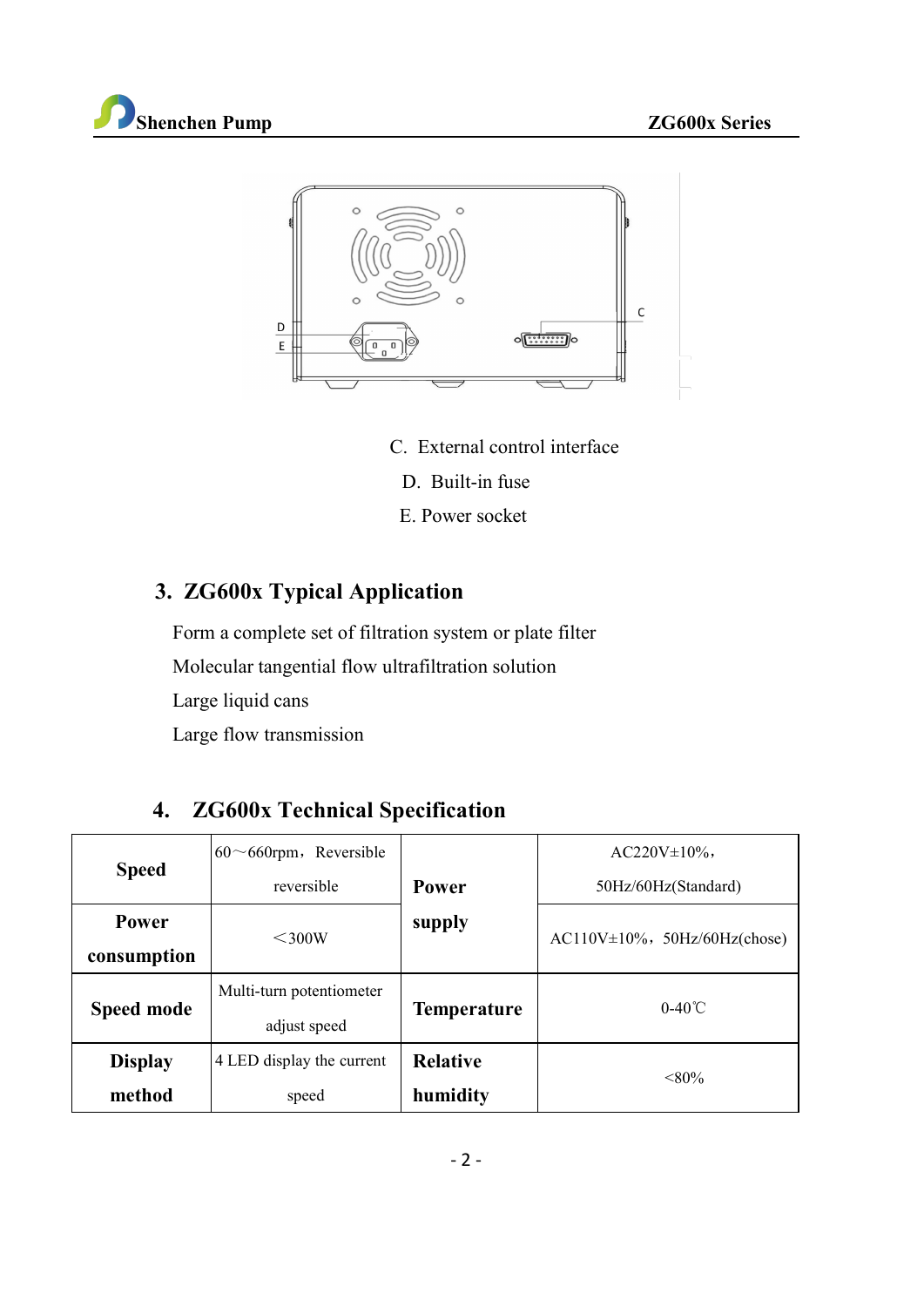C. External control interface

D. Built-in fuse

E. Power socket

## 3. ZG600x Typical Application

Form a complete set of filtration system or plate filter

Molecular tangential flow ultrafiltration solution

Large liquid cans

Large flow transmission

## 4. ZG600x Technical Specification

| **Speed** | 60～660rpm，Reversible reversible | **Power supply** | AC220V±10%，50Hz/60Hz(Standard) |
|---|---|---|---|
| **Power consumption** | ＜300W | | AC110V±10%，50Hz/60Hz(chose) |
| **Speed mode** | Multi-turn potentiometer adjust speed | **Temperature** | 0-40℃ |
| **Display method** | 4 LED display the current speed | **Relative humidity** | <80% |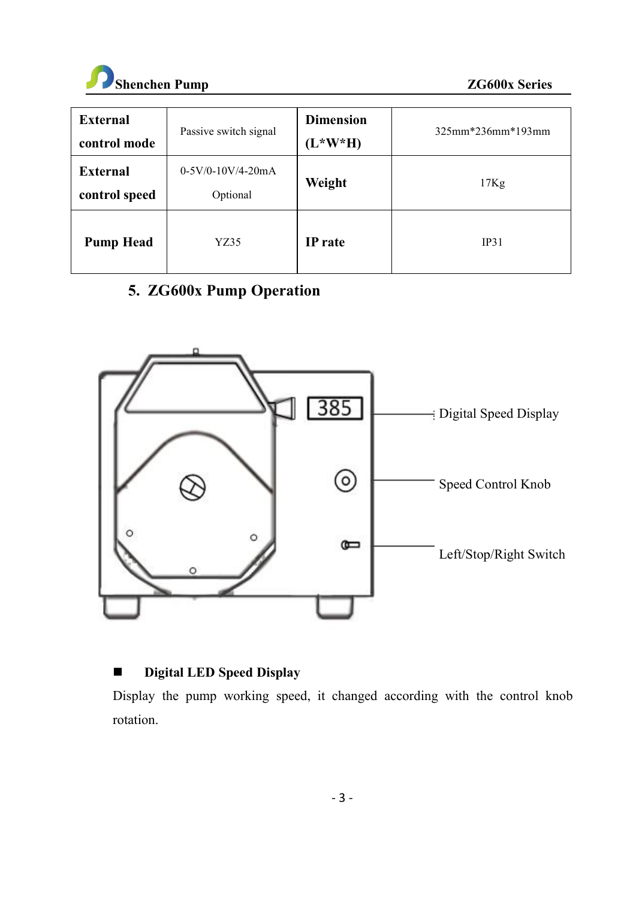| External control mode | Passive switch signal | Dimension (L*W*H) | 325mm*236mm*193mm |
|---|---|---|---|
| External control speed | 0-5V/0-10V/4-20mA Optional | Weight | 17Kg |
| Pump Head | YZ35 | IP rate | IP31 |

## 5. ZG600x Pump Operation

Digital Speed Display

Speed Control Knob

Left/Stop/Right Switch

- **Digital LED Speed Display**

Display the pump working speed, it changed according with the control knob rotation.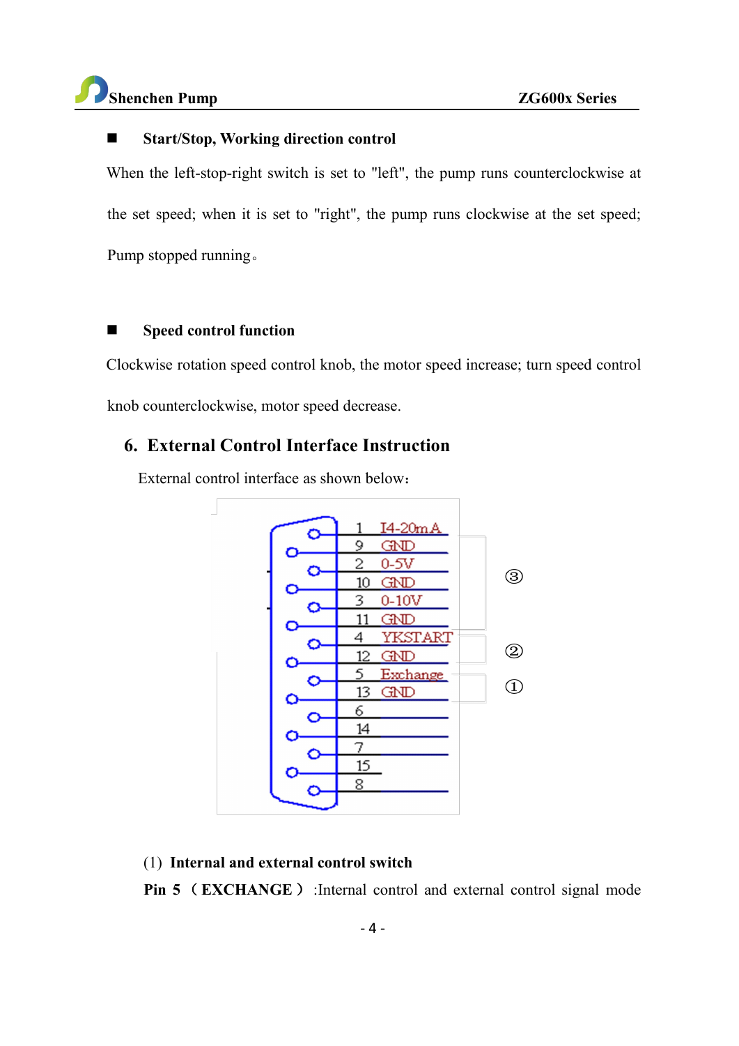■ **Start/Stop, Working direction control**

When the left-stop-right switch is set to "left", the pump runs counterclockwise at the set speed; when it is set to "right", the pump runs clockwise at the set speed; Pump stopped running。

■ **Speed control function**

Clockwise rotation speed control knob, the motor speed increase; turn speed control knob counterclockwise, motor speed decrease.

## 6. External Control Interface Instruction

External control interface as shown below:

| Pin | Signal | Group |
|---|---|---|
| 1 | I4-20mA | ③ |
| 9 | GND | ③ |
| 2 | 0-5V | ③ |
| 10 | GND | ③ |
| 3 | 0-10V | ③ |
| 11 | GND | ③ |
| 4 | YKSTART | ② |
| 12 | GND | ② |
| 5 | Exchange | ① |
| 13 | GND | ① |
| 6 | | |
| 14 | | |
| 7 | | |
| 15 | | |
| 8 | | |

(1) **Internal and external control switch**

**Pin 5 （EXCHANGE）**:Internal control and external control signal mode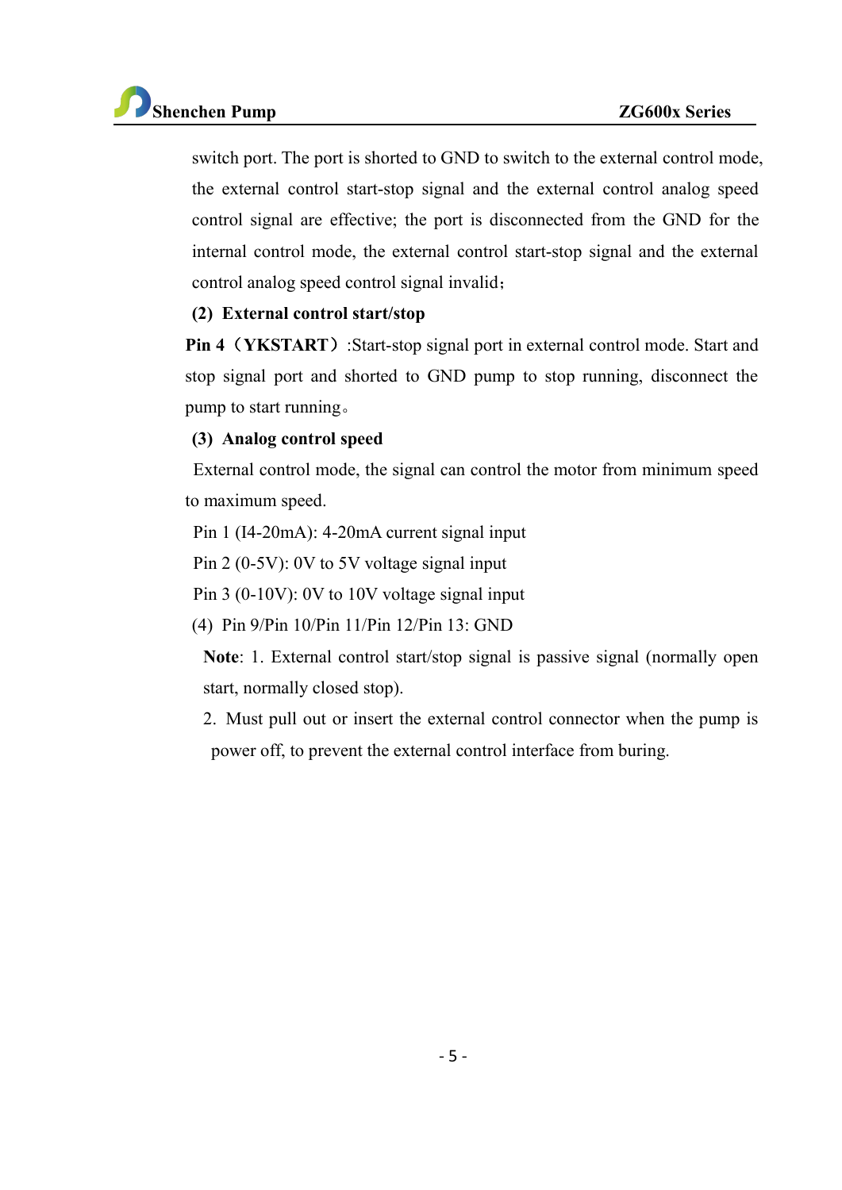switch port. The port is shorted to GND to switch to the external control mode, the external control start-stop signal and the external control analog speed control signal are effective; the port is disconnected from the GND for the internal control mode, the external control start-stop signal and the external control analog speed control signal invalid；

**(2) External control start/stop**

**Pin 4（YKSTART）**:Start-stop signal port in external control mode. Start and stop signal port and shorted to GND pump to stop running, disconnect the pump to start running。

**(3) Analog control speed**

External control mode, the signal can control the motor from minimum speed to maximum speed.

Pin 1 (I4-20mA): 4-20mA current signal input

Pin 2 (0-5V): 0V to 5V voltage signal input

Pin 3 (0-10V): 0V to 10V voltage signal input

(4) Pin 9/Pin 10/Pin 11/Pin 12/Pin 13: GND

**Note**: 1. External control start/stop signal is passive signal (normally open start, normally closed stop).

2. Must pull out or insert the external control connector when the pump is power off, to prevent the external control interface from buring.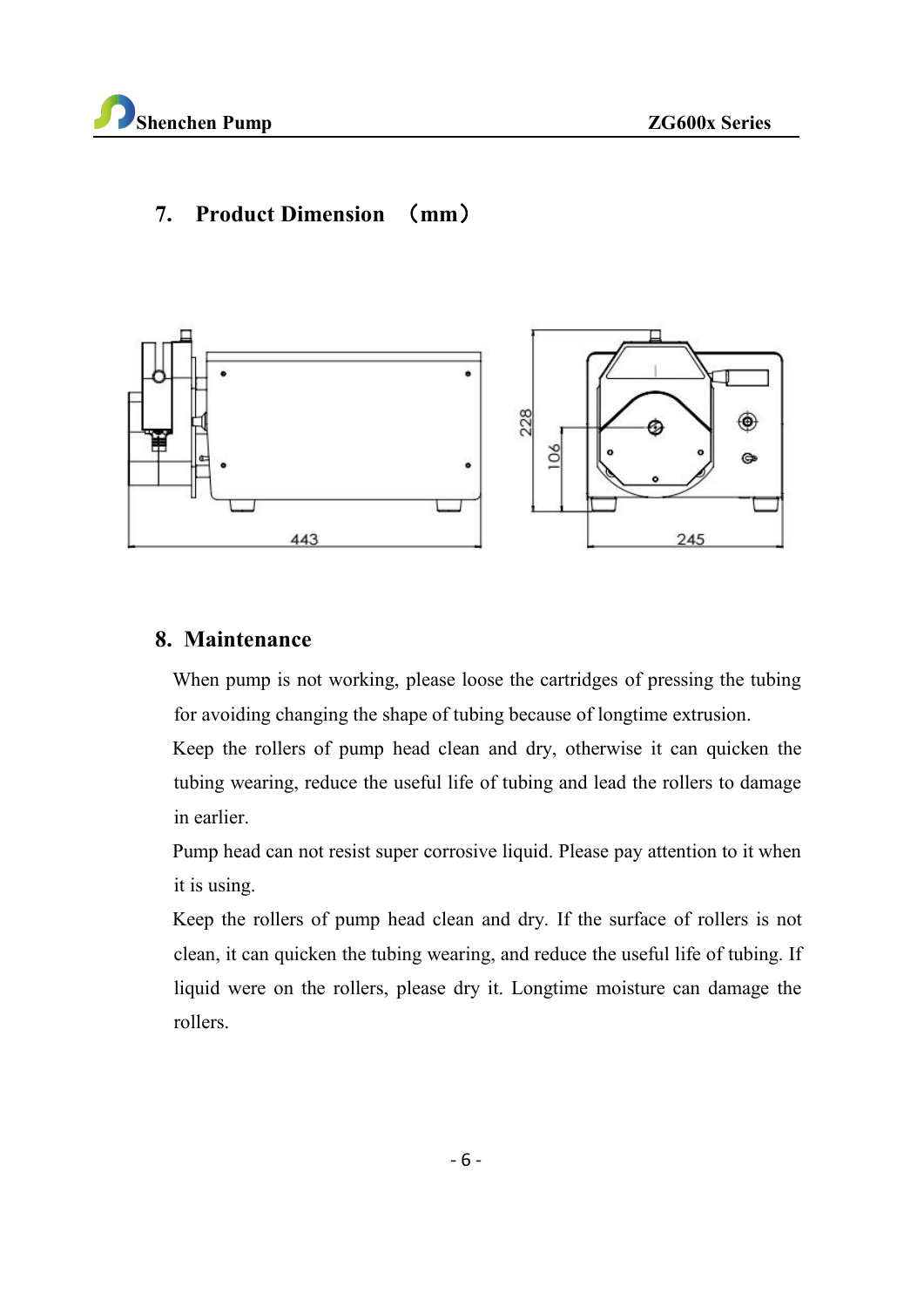## 7. Product Dimension （mm）

## 8. Maintenance

When pump is not working, please loose the cartridges of pressing the tubing for avoiding changing the shape of tubing because of longtime extrusion.

Keep the rollers of pump head clean and dry, otherwise it can quicken the tubing wearing, reduce the useful life of tubing and lead the rollers to damage in earlier.

Pump head can not resist super corrosive liquid. Please pay attention to it when it is using.

Keep the rollers of pump head clean and dry. If the surface of rollers is not clean, it can quicken the tubing wearing, and reduce the useful life of tubing. If liquid were on the rollers, please dry it. Longtime moisture can damage the rollers.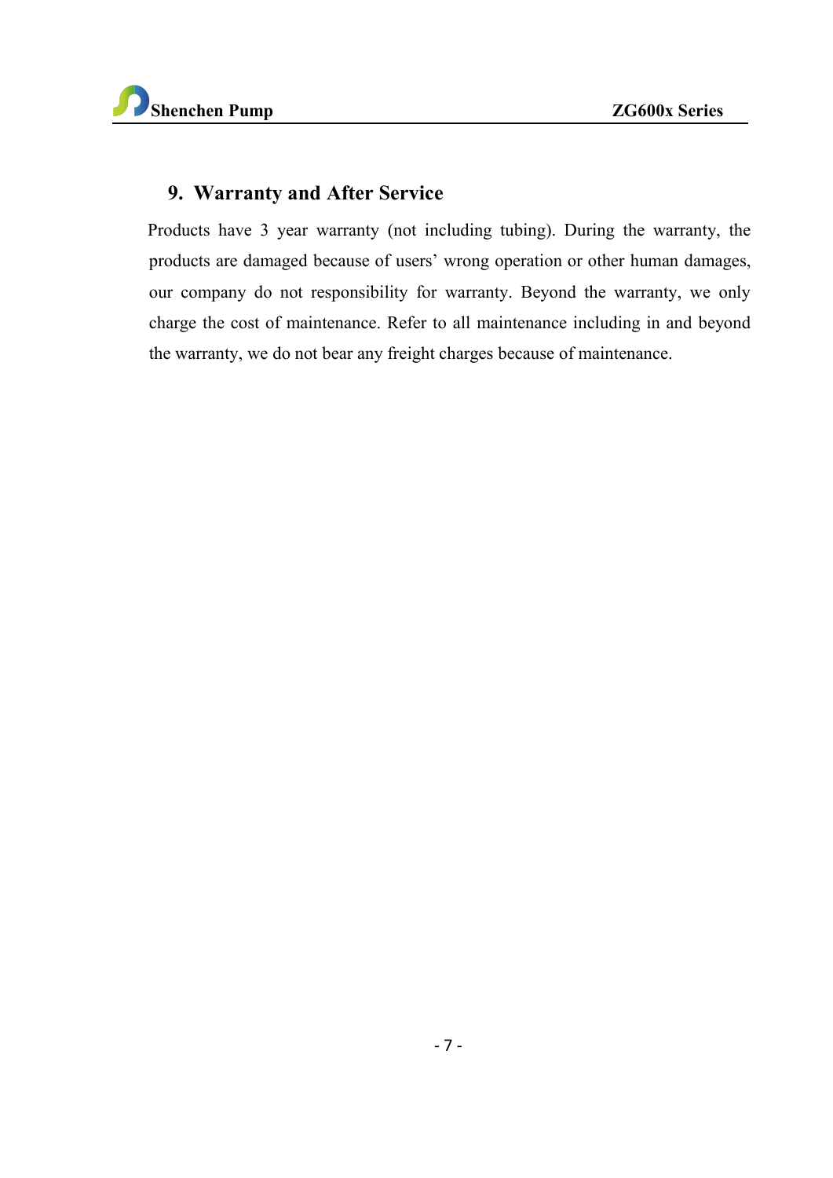## 9. Warranty and After Service

Products have 3 year warranty (not including tubing). During the warranty, the products are damaged because of users' wrong operation or other human damages, our company do not responsibility for warranty. Beyond the warranty, we only charge the cost of maintenance. Refer to all maintenance including in and beyond the warranty, we do not bear any freight charges because of maintenance.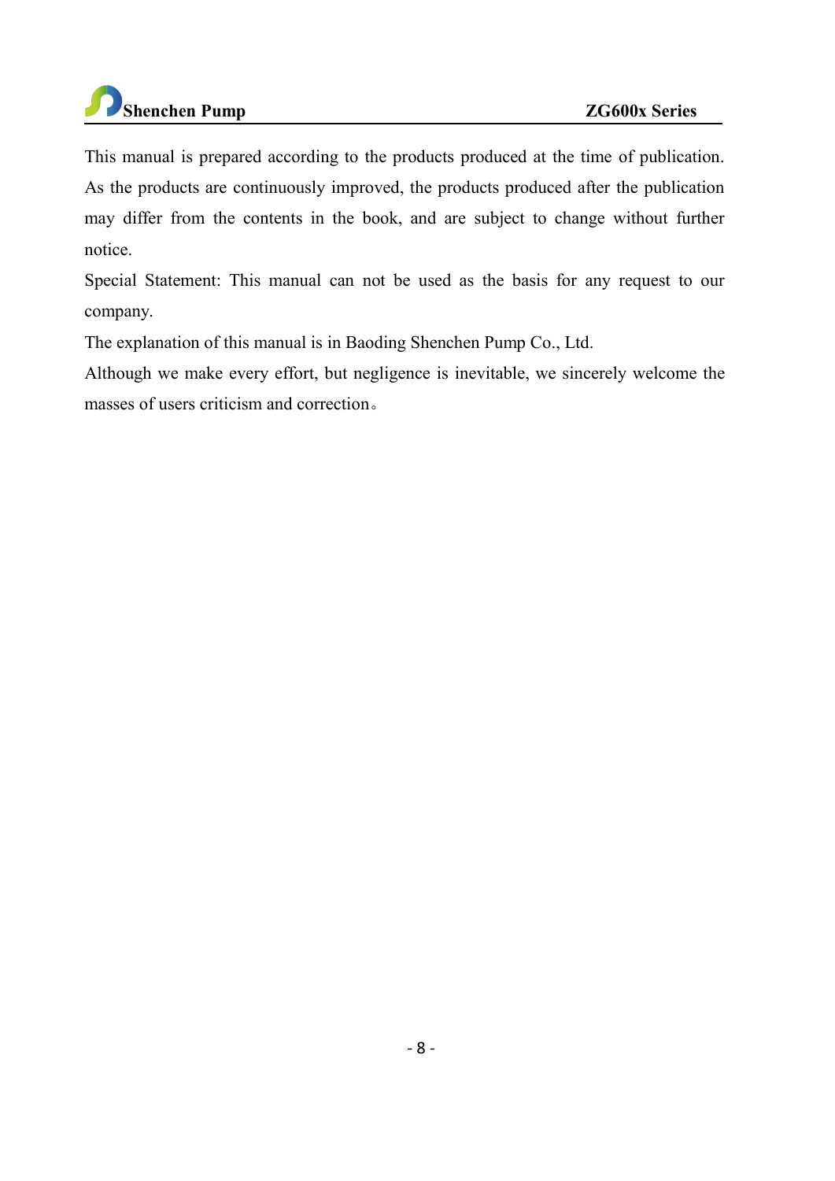This manual is prepared according to the products produced at the time of publication. As the products are continuously improved, the products produced after the publication may differ from the contents in the book, and are subject to change without further notice.

Special Statement: This manual can not be used as the basis for any request to our company.

The explanation of this manual is in Baoding Shenchen Pump Co., Ltd.

Although we make every effort, but negligence is inevitable, we sincerely welcome the masses of users criticism and correction。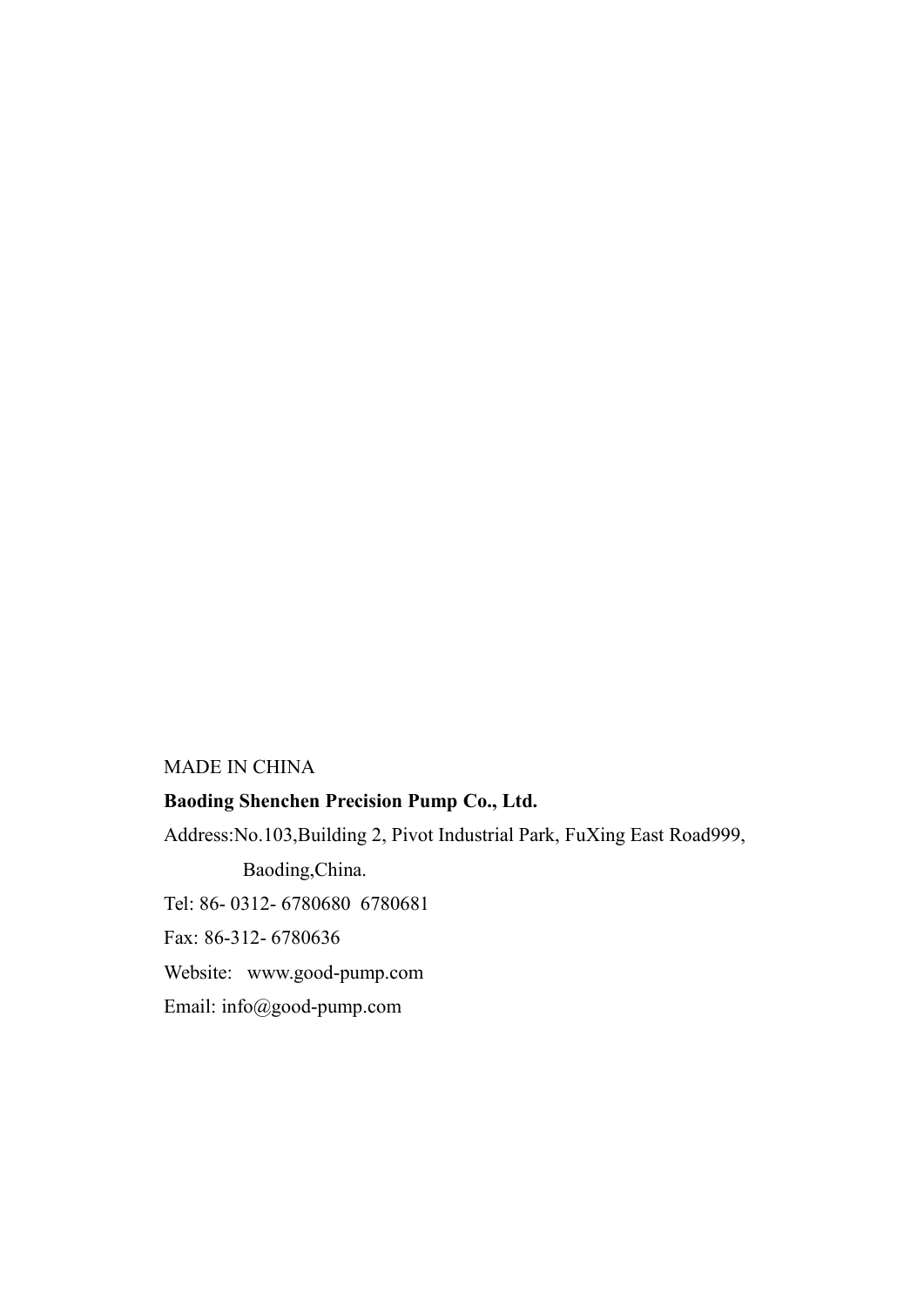MADE IN CHINA

**Baoding Shenchen Precision Pump Co., Ltd.**

Address:No.103,Building 2, Pivot Industrial Park, FuXing East Road999,

Baoding,China.

Tel: 86- 0312- 6780680 6780681

Fax: 86-312- 6780636

Website: www.good-pump.com

Email: info@good-pump.com